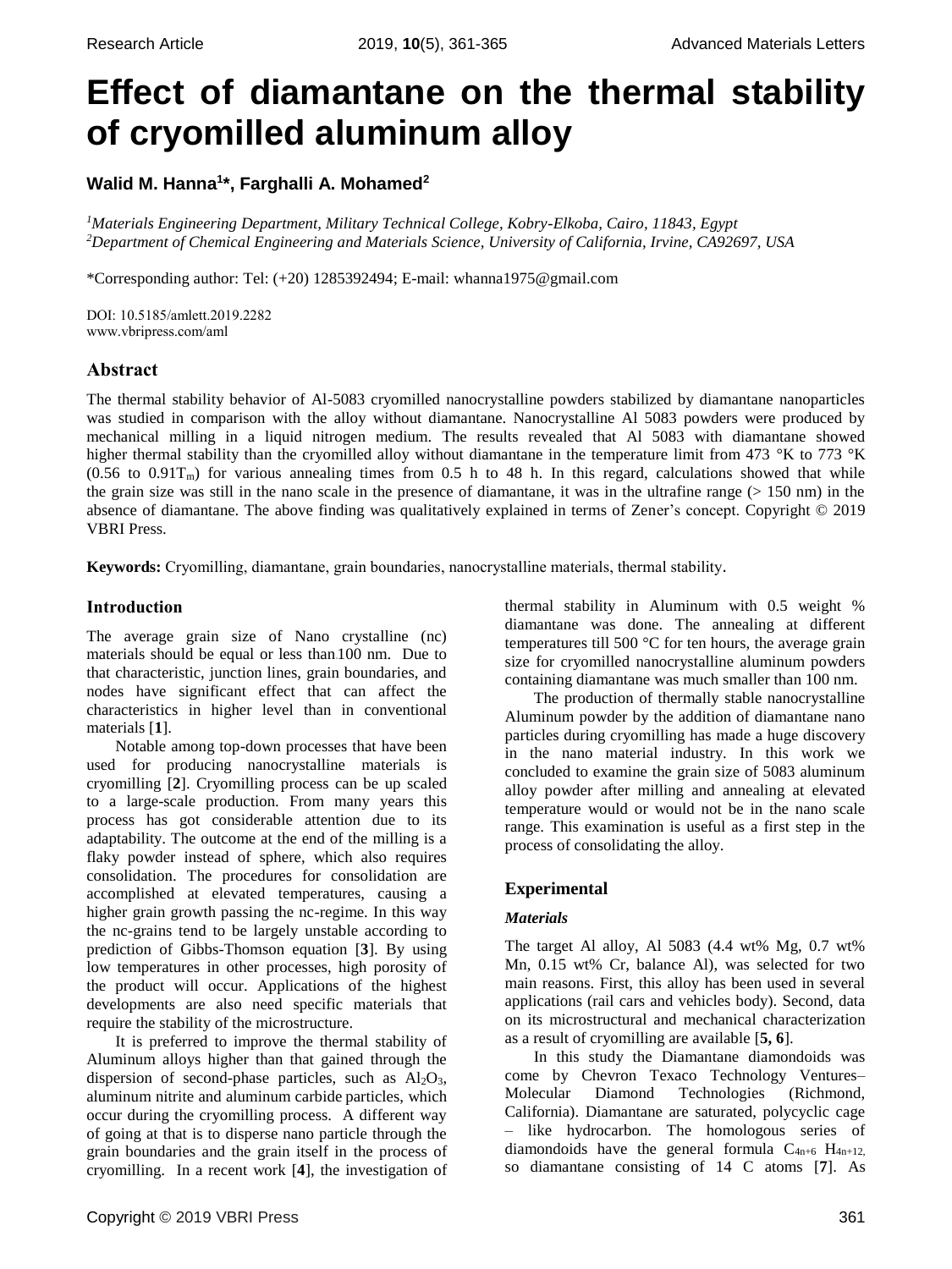# Effect of diamantane on the thermal stability of cryomilled aluminum alloy

**Walid M. Hanna[1]*, Farghalli A. Mohamed[2]**

[1]*Materials Engineering Department, Military Technical College, Kobry-Elkoba, Cairo, 11843, Egypt*
[2]*Department of Chemical Engineering and Materials Science, University of California, Irvine, CA92697, USA*

*Corresponding author: Tel: (+20) 1285392494; E-mail: whanna1975@gmail.com

DOI: 10.5185/amlett.2019.2282
www.vbripress.com/aml

## Abstract

The thermal stability behavior of Al-5083 cryomilled nanocrystalline powders stabilized by diamantane nanoparticles was studied in comparison with the alloy without diamantane. Nanocrystalline Al 5083 powders were produced by mechanical milling in a liquid nitrogen medium. The results revealed that Al 5083 with diamantane showed higher thermal stability than the cryomilled alloy without diamantane in the temperature limit from 473 °K to 773 °K (0.56 to $0.91T_m$) for various annealing times from 0.5 h to 48 h. In this regard, calculations showed that while the grain size was still in the nano scale in the presence of diamantane, it was in the ultrafine range (> 150 nm) in the absence of diamantane. The above finding was qualitatively explained in terms of Zener's concept. Copyright © 2019 VBRI Press.

**Keywords:** Cryomilling, diamantane, grain boundaries, nanocrystalline materials, thermal stability.

## Introduction

The average grain size of Nano crystalline (nc) materials should be equal or less than 100 nm. Due to that characteristic, junction lines, grain boundaries, and nodes have significant effect that can affect the characteristics in higher level than in conventional materials [**1**].

Notable among top-down processes that have been used for producing nanocrystalline materials is cryomilling [**2**]. Cryomilling process can be up scaled to a large-scale production. From many years this process has got considerable attention due to its adaptability. The outcome at the end of the milling is a flaky powder instead of sphere, which also requires consolidation. The procedures for consolidation are accomplished at elevated temperatures, causing a higher grain growth passing the nc-regime. In this way the nc-grains tend to be largely unstable according to prediction of Gibbs-Thomson equation [**3**]. By using low temperatures in other processes, high porosity of the product will occur. Applications of the highest developments are also need specific materials that require the stability of the microstructure.

It is preferred to improve the thermal stability of Aluminum alloys higher than that gained through the dispersion of second-phase particles, such as $Al_2O_3$, aluminum nitrite and aluminum carbide particles, which occur during the cryomilling process. A different way of going at that is to disperse nano particle through the grain boundaries and the grain itself in the process of cryomilling. In a recent work [**4**], the investigation of thermal stability in Aluminum with 0.5 weight % diamantane was done. The annealing at different temperatures till 500 °C for ten hours, the average grain size for cryomilled nanocrystalline aluminum powders containing diamantane was much smaller than 100 nm.

The production of thermally stable nanocrystalline Aluminum powder by the addition of diamantane nano particles during cryomilling has made a huge discovery in the nano material industry. In this work we concluded to examine the grain size of 5083 aluminum alloy powder after milling and annealing at elevated temperature would or would not be in the nano scale range. This examination is useful as a first step in the process of consolidating the alloy.

## Experimental

### *Materials*

The target Al alloy, Al 5083 (4.4 wt% Mg, 0.7 wt% Mn, 0.15 wt% Cr, balance Al), was selected for two main reasons. First, this alloy has been used in several applications (rail cars and vehicles body). Second, data on its microstructural and mechanical characterization as a result of cryomilling are available [**5, 6**].

In this study the Diamantane diamondoids was come by Chevron Texaco Technology Ventures– Molecular Diamond Technologies (Richmond, California). Diamantane are saturated, polycyclic cage – like hydrocarbon. The homologous series of diamondoids have the general formula $C_{4n+6}$ $H_{4n+12}$, so diamantane consisting of 14 C atoms [**7**]. As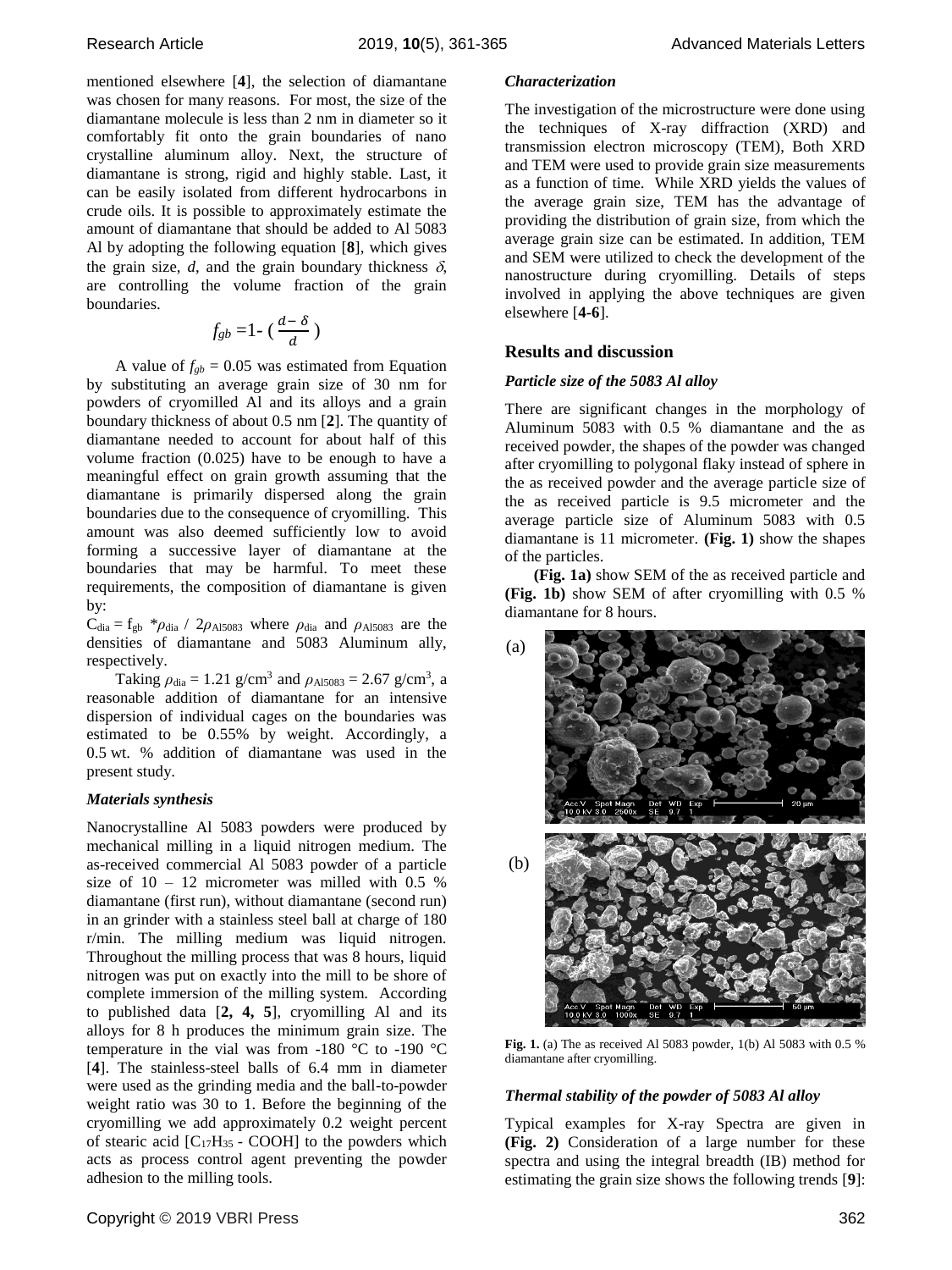mentioned elsewhere [**4**], the selection of diamantane was chosen for many reasons. For most, the size of the diamantane molecule is less than 2 nm in diameter so it comfortably fit onto the grain boundaries of nano crystalline aluminum alloy. Next, the structure of diamantane is strong, rigid and highly stable. Last, it can be easily isolated from different hydrocarbons in crude oils. It is possible to approximately estimate the amount of diamantane that should be added to Al 5083 Al by adopting the following equation [**8**], which gives the grain size, *d*, and the grain boundary thickness $\delta$, are controlling the volume fraction of the grain boundaries.

$$f_{gb} = 1 - \left(\frac{d-\delta}{d}\right)$$

A value of $f_{gb} = 0.05$ was estimated from Equation by substituting an average grain size of 30 nm for powders of cryomilled Al and its alloys and a grain boundary thickness of about 0.5 nm [**2**]. The quantity of diamantane needed to account for about half of this volume fraction (0.025) have to be enough to have a meaningful effect on grain growth assuming that the diamantane is primarily dispersed along the grain boundaries due to the consequence of cryomilling. This amount was also deemed sufficiently low to avoid forming a successive layer of diamantane at the boundaries that may be harmful. To meet these requirements, the composition of diamantane is given by:

$C_{dia} = f_{gb} * \rho_{dia} / 2\rho_{Al5083}$ where $\rho_{dia}$ and $\rho_{Al5083}$ are the densities of diamantane and 5083 Aluminum ally, respectively.

Taking $\rho_{dia} = 1.21$ g/cm$^3$ and $\rho_{Al5083} = 2.67$ g/cm$^3$, a reasonable addition of diamantane for an intensive dispersion of individual cages on the boundaries was estimated to be 0.55% by weight. Accordingly, a 0.5 wt. % addition of diamantane was used in the present study.

### *Materials synthesis*

Nanocrystalline Al 5083 powders were produced by mechanical milling in a liquid nitrogen medium. The as-received commercial Al 5083 powder of a particle size of 10 – 12 micrometer was milled with 0.5 % diamantane (first run), without diamantane (second run) in an grinder with a stainless steel ball at charge of 180 r/min. The milling medium was liquid nitrogen. Throughout the milling process that was 8 hours, liquid nitrogen was put on exactly into the mill to be shore of complete immersion of the milling system. According to published data [**2, 4, 5**], cryomilling Al and its alloys for 8 h produces the minimum grain size. The temperature in the vial was from -180 °C to -190 °C [**4**]. The stainless-steel balls of 6.4 mm in diameter were used as the grinding media and the ball-to-powder weight ratio was 30 to 1. Before the beginning of the cryomilling we add approximately 0.2 weight percent of stearic acid [$C_{17}H_{35}$ - COOH] to the powders which acts as process control agent preventing the powder adhesion to the milling tools.

### *Characterization*

The investigation of the microstructure were done using the techniques of X-ray diffraction (XRD) and transmission electron microscopy (TEM), Both XRD and TEM were used to provide grain size measurements as a function of time. While XRD yields the values of the average grain size, TEM has the advantage of providing the distribution of grain size, from which the average grain size can be estimated. In addition, TEM and SEM were utilized to check the development of the nanostructure during cryomilling. Details of steps involved in applying the above techniques are given elsewhere [**4-6**].

## Results and discussion

### *Particle size of the 5083 Al alloy*

There are significant changes in the morphology of Aluminum 5083 with 0.5 % diamantane and the as received powder, the shapes of the powder was changed after cryomilling to polygonal flaky instead of sphere in the as received powder and the average particle size of the as received particle is 9.5 micrometer and the average particle size of Aluminum 5083 with 0.5 diamantane is 11 micrometer. **(Fig. 1)** show the shapes of the particles.

**(Fig. 1a)** show SEM of the as received particle and **(Fig. 1b)** show SEM of after cryomilling with 0.5 % diamantane for 8 hours.

**Fig. 1.** (a) The as received Al 5083 powder, 1(b) Al 5083 with 0.5 % diamantane after cryomilling.

### *Thermal stability of the powder of 5083 Al alloy*

Typical examples for X-ray Spectra are given in **(Fig. 2)** Consideration of a large number for these spectra and using the integral breadth (IB) method for estimating the grain size shows the following trends [**9**]: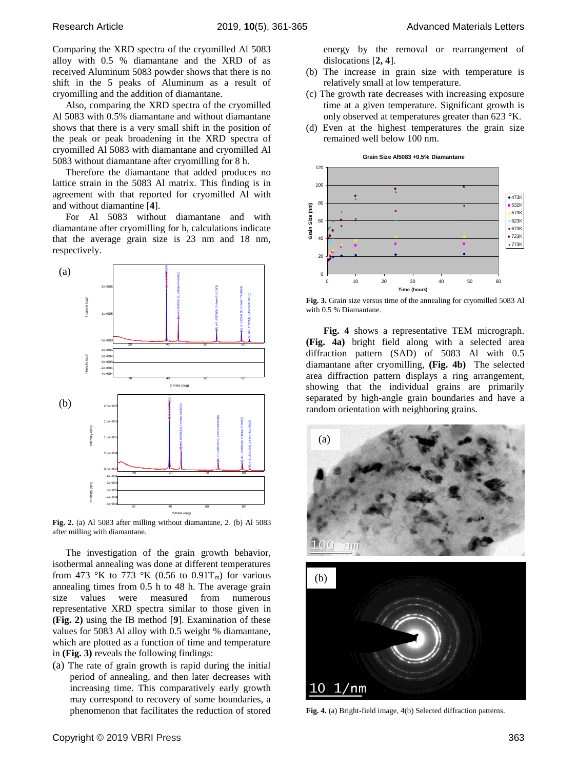Comparing the XRD spectra of the cryomilled Al 5083 alloy with 0.5 % diamantane and the XRD of as received Aluminum 5083 powder shows that there is no shift in the 5 peaks of Aluminum as a result of cryomilling and the addition of diamantane.

Also, comparing the XRD spectra of the cryomilled Al 5083 with 0.5% diamantane and without diamantane shows that there is a very small shift in the position of the peak or peak broadening in the XRD spectra of cryomilled Al 5083 with diamantane and cryomilled Al 5083 without diamantane after cryomilling for 8 h.

Therefore the diamantane that added produces no lattice strain in the 5083 Al matrix. This finding is in agreement with that reported for cryomilled Al with and without diamantine [**4**].

For Al 5083 without diamantane and with diamantane after cryomilling for h, calculations indicate that the average grain size is 23 nm and 18 nm, respectively.

**Fig. 2.** (a) Al 5083 after milling without diamantane, 2. (b) Al 5083 after milling with diamantane.

The investigation of the grain growth behavior, isothermal annealing was done at different temperatures from 473 °K to 773 °K (0.56 to 0.91$T_m$) for various annealing times from 0.5 h to 48 h. The average grain size values were measured from numerous representative XRD spectra similar to those given in **(Fig. 2)** using the IB method [**9**]. Examination of these values for 5083 Al alloy with 0.5 weight % diamantane, which are plotted as a function of time and temperature in **(Fig. 3)** reveals the following findings:

(a) The rate of grain growth is rapid during the initial period of annealing, and then later decreases with increasing time. This comparatively early growth may correspond to recovery of some boundaries, a phenomenon that facilitates the reduction of stored energy by the removal or rearrangement of dislocations [**2, 4**].

(b) The increase in grain size with temperature is relatively small at low temperature.

(c) The growth rate decreases with increasing exposure time at a given temperature. Significant growth is only observed at temperatures greater than 623 °K.

(d) Even at the highest temperatures the grain size remained well below 100 nm.

**Fig. 3.** Grain size versus time of the annealing for cryomilled 5083 Al with 0.5 % Diamantane.

**Fig. 4** shows a representative TEM micrograph. **(Fig. 4a)** bright field along with a selected area diffraction pattern (SAD) of 5083 Al with 0.5 diamantane after cryomilling, **(Fig. 4b)** The selected area diffraction pattern displays a ring arrangement, showing that the individual grains are primarily separated by high-angle grain boundaries and have a random orientation with neighboring grains.

**Fig. 4.** (a) Bright-field image, 4(b) Selected diffraction patterns.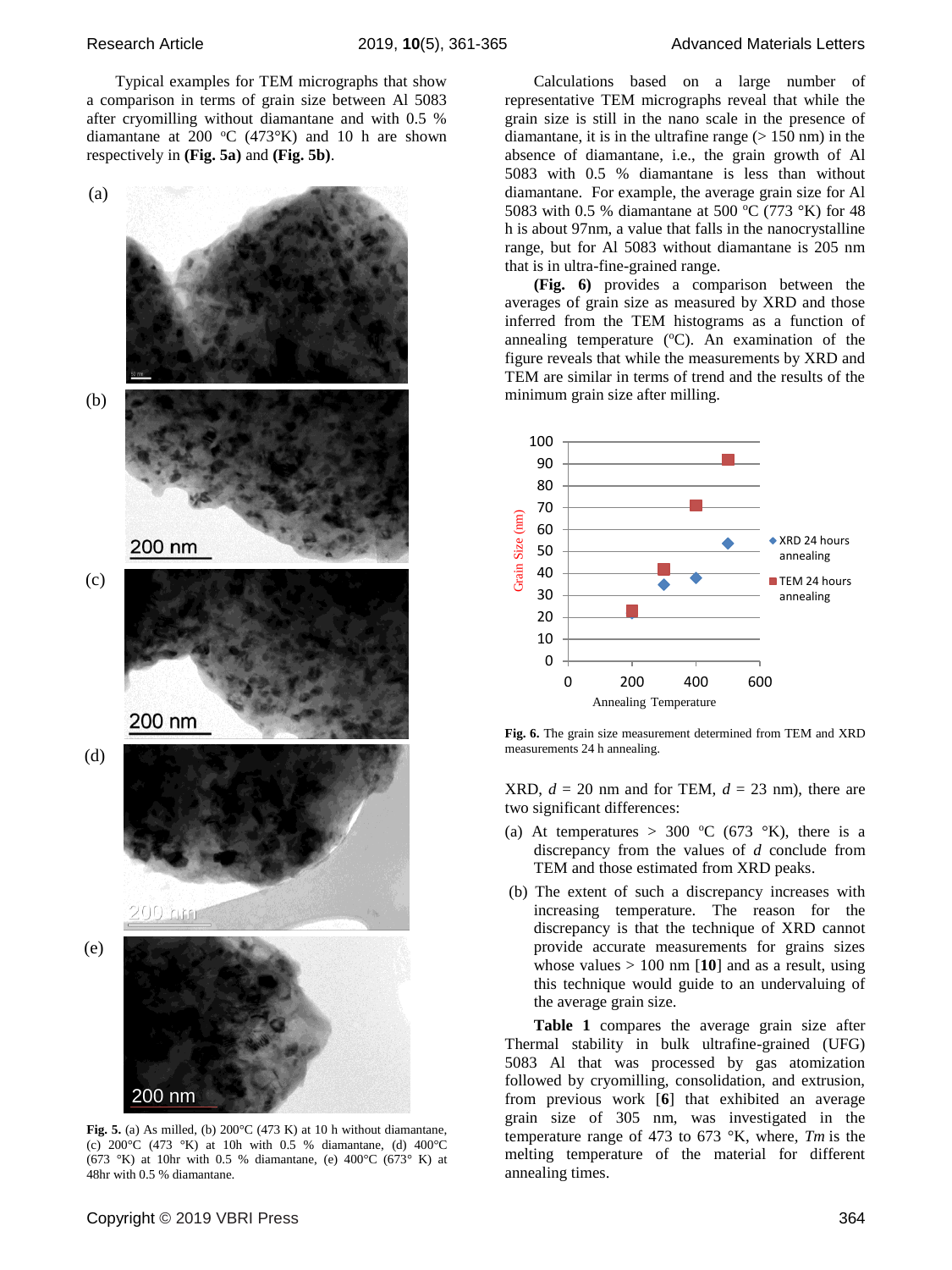Typical examples for TEM micrographs that show a comparison in terms of grain size between Al 5083 after cryomilling without diamantane and with 0.5 % diamantane at 200 °C (473°K) and 10 h are shown respectively in **(Fig. 5a)** and **(Fig. 5b)**.

**Fig. 5.** (a) As milled, (b) 200°C (473 K) at 10 h without diamantane, (c) 200°C (473 °K) at 10h with 0.5 % diamantane, (d) 400°C (673 °K) at 10hr with 0.5 % diamantane, (e) 400°C (673° K) at 48hr with 0.5 % diamantane.

Calculations based on a large number of representative TEM micrographs reveal that while the grain size is still in the nano scale in the presence of diamantane, it is in the ultrafine range (> 150 nm) in the absence of diamantane, i.e., the grain growth of Al 5083 with 0.5 % diamantane is less than without diamantane. For example, the average grain size for Al 5083 with 0.5 % diamantane at 500 °C (773 °K) for 48 h is about 97nm, a value that falls in the nanocrystalline range, but for Al 5083 without diamantane is 205 nm that is in ultra-fine-grained range.

**(Fig. 6)** provides a comparison between the averages of grain size as measured by XRD and those inferred from the TEM histograms as a function of annealing temperature (°C). An examination of the figure reveals that while the measurements by XRD and TEM are similar in terms of trend and the results of the minimum grain size after milling.

**Fig. 6.** The grain size measurement determined from TEM and XRD measurements 24 h annealing.

XRD, $d$ = 20 nm and for TEM, $d$ = 23 nm), there are two significant differences:

(a) At temperatures > 300 °C (673 °K), there is a discrepancy from the values of $d$ conclude from TEM and those estimated from XRD peaks.

(b) The extent of such a discrepancy increases with increasing temperature. The reason for the discrepancy is that the technique of XRD cannot provide accurate measurements for grains sizes whose values > 100 nm [**10**] and as a result, using this technique would guide to an undervaluing of the average grain size.

**Table 1** compares the average grain size after Thermal stability in bulk ultrafine-grained (UFG) 5083 Al that was processed by gas atomization followed by cryomilling, consolidation, and extrusion, from previous work [**6**] that exhibited an average grain size of 305 nm, was investigated in the temperature range of 473 to 673 °K, where, $T_m$ is the melting temperature of the material for different annealing times.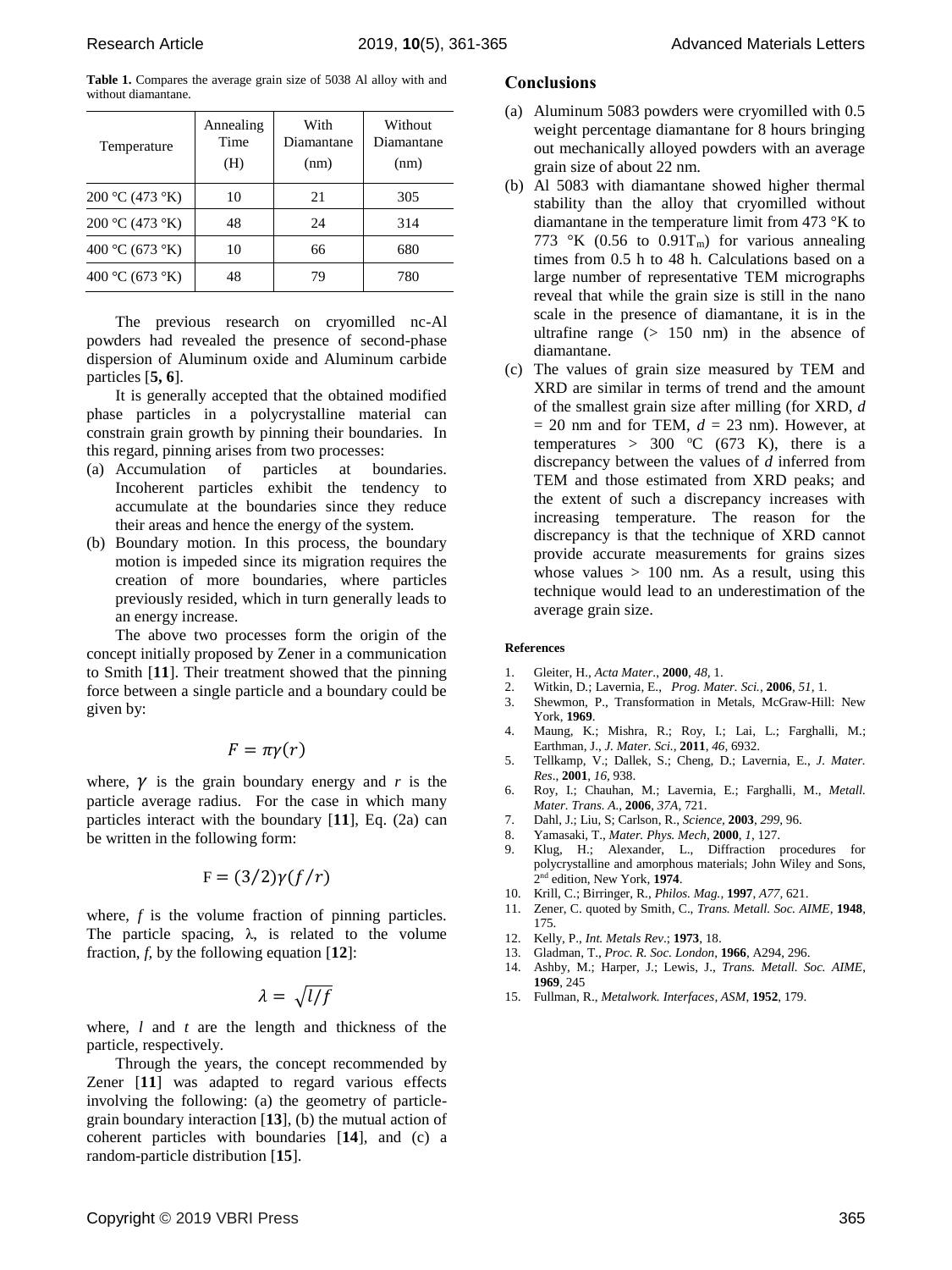**Table 1.** Compares the average grain size of 5038 Al alloy with and without diamantane.

| Temperature | Annealing Time (H) | With Diamantane (nm) | Without Diamantane (nm) |
|---|---|---|---|
| 200 °C (473 °K) | 10 | 21 | 305 |
| 200 °C (473 °K) | 48 | 24 | 314 |
| 400 °C (673 °K) | 10 | 66 | 680 |
| 400 °C (673 °K) | 48 | 79 | 780 |

The previous research on cryomilled nc-Al powders had revealed the presence of second-phase dispersion of Aluminum oxide and Aluminum carbide particles [**5, 6**].

It is generally accepted that the obtained modified phase particles in a polycrystalline material can constrain grain growth by pinning their boundaries. In this regard, pinning arises from two processes:

(a) Accumulation of particles at boundaries. Incoherent particles exhibit the tendency to accumulate at the boundaries since they reduce their areas and hence the energy of the system.
(b) Boundary motion. In this process, the boundary motion is impeded since its migration requires the creation of more boundaries, where particles previously resided, which in turn generally leads to an energy increase.

The above two processes form the origin of the concept initially proposed by Zener in a communication to Smith [**11**]. Their treatment showed that the pinning force between a single particle and a boundary could be given by:

$$F = \pi\gamma(r)$$

where, $\gamma$ is the grain boundary energy and $r$ is the particle average radius. For the case in which many particles interact with the boundary [**11**], Eq. (2a) can be written in the following form:

$$F = (3/2)\gamma(f/r)$$

where, $f$ is the volume fraction of pinning particles. The particle spacing, $\lambda$, is related to the volume fraction, $f$, by the following equation [**12**]:

$$\lambda = \sqrt{l/f}$$

where, $l$ and $t$ are the length and thickness of the particle, respectively.

Through the years, the concept recommended by Zener [**11**] was adapted to regard various effects involving the following: (a) the geometry of particle-grain boundary interaction [**13**], (b) the mutual action of coherent particles with boundaries [**14**], and (c) a random-particle distribution [**15**].

## Conclusions

(a) Aluminum 5083 powders were cryomilled with 0.5 weight percentage diamantane for 8 hours bringing out mechanically alloyed powders with an average grain size of about 22 nm.
(b) Al 5083 with diamantane showed higher thermal stability than the alloy that cryomilled without diamantane in the temperature limit from 473 °K to 773 °K (0.56 to $0.91T_m$) for various annealing times from 0.5 h to 48 h. Calculations based on a large number of representative TEM micrographs reveal that while the grain size is still in the nano scale in the presence of diamantane, it is in the ultrafine range (> 150 nm) in the absence of diamantane.
(c) The values of grain size measured by TEM and XRD are similar in terms of trend and the amount of the smallest grain size after milling (for XRD, $d$ = 20 nm and for TEM, $d$ = 23 nm). However, at temperatures > 300 °C (673 K), there is a discrepancy between the values of $d$ inferred from TEM and those estimated from XRD peaks; and the extent of such a discrepancy increases with increasing temperature. The reason for the discrepancy is that the technique of XRD cannot provide accurate measurements for grains sizes whose values > 100 nm. As a result, using this technique would lead to an underestimation of the average grain size.

#### References

1. Gleiter, H., *Acta Mater.*, **2000**, *48*, 1.
2. Witkin, D.; Lavernia, E., *Prog. Mater. Sci.*, **2006**, *51*, 1.
3. Shewmon, P., Transformation in Metals, McGraw-Hill: New York, **1969**.
4. Maung, K.; Mishra, R.; Roy, I.; Lai, L.; Farghalli, M.; Earthman, J., *J. Mater. Sci.*, **2011**, *46*, 6932.
5. Tellkamp, V.; Dallek, S.; Cheng, D.; Lavernia, E., *J. Mater. Res.*, **2001**, *16*, 938.
6. Roy, I.; Chauhan, M.; Lavernia, E.; Farghalli, M., *Metall. Mater. Trans. A.*, **2006**, *37A*, 721.
7. Dahl, J.; Liu, S; Carlson, R., *Science*, **2003**, *299*, 96.
8. Yamasaki, T., *Mater. Phys. Mech*, **2000**, *1*, 127.
9. Klug, H.; Alexander, L., Diffraction procedures for polycrystalline and amorphous materials; John Wiley and Sons, 2nd edition, New York, **1974**.
10. Krill, C.; Birringer, R., *Philos. Mag.*, **1997**, *A77*, 621.
11. Zener, C. quoted by Smith, C., *Trans. Metall. Soc. AIME*, **1948**, 175.
12. Kelly, P., *Int. Metals Rev.*; **1973**, 18.
13. Gladman, T., *Proc. R. Soc. London*, **1966**, A294, 296.
14. Ashby, M.; Harper, J.; Lewis, J., *Trans. Metall. Soc. AIME*, **1969**, 245
15. Fullman, R., *Metalwork. Interfaces, ASM*, **1952**, 179.